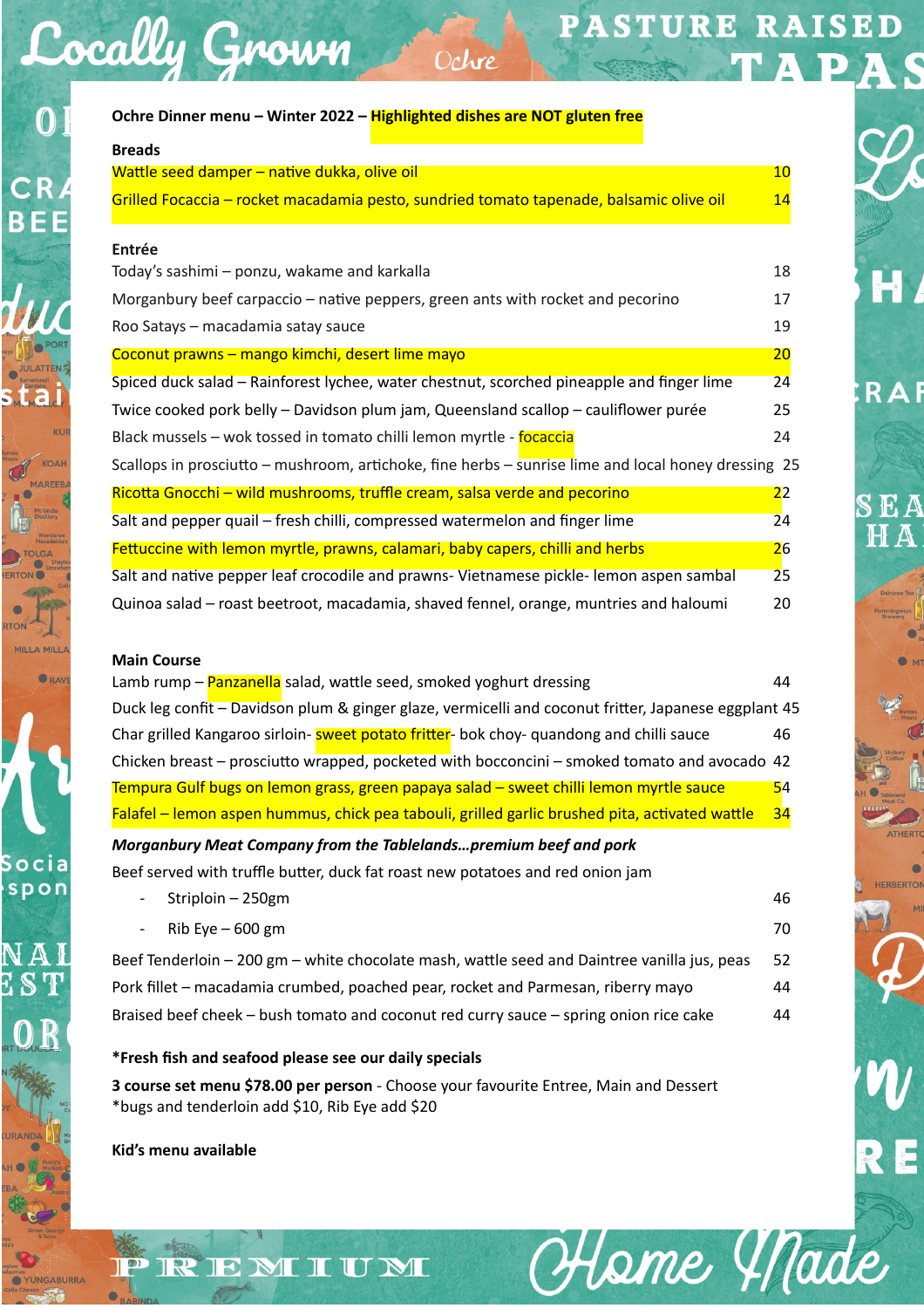**Ochre Dinner menu – Winter 2022 – Highlighted dishes are NOT gluten free**

**Breads**

| | |
|---|---|
| Wattle seed damper – native dukka, olive oil | 10 |
| Grilled Focaccia – rocket macadamia pesto, sundried tomato tapenade, balsamic olive oil | 14 |

**Entrée**

| | |
|---|---|
| Today's sashimi – ponzu, wakame and karkalla | 18 |
| Morganbury beef carpaccio – native peppers, green ants with rocket and pecorino | 17 |
| Roo Satays – macadamia satay sauce | 19 |
| Coconut prawns – mango kimchi, desert lime mayo | 20 |
| Spiced duck salad – Rainforest lychee, water chestnut, scorched pineapple and finger lime | 24 |
| Twice cooked pork belly – Davidson plum jam, Queensland scallop – cauliflower purée | 25 |
| Black mussels – wok tossed in tomato chilli lemon myrtle - focaccia | 24 |
| Scallops in prosciutto – mushroom, artichoke, fine herbs – sunrise lime and local honey dressing | 25 |
| Ricotta Gnocchi – wild mushrooms, truffle cream, salsa verde and pecorino | 22 |
| Salt and pepper quail – fresh chilli, compressed watermelon and finger lime | 24 |
| Fettuccine with lemon myrtle, prawns, calamari, baby capers, chilli and herbs | 26 |
| Salt and native pepper leaf crocodile and prawns- Vietnamese pickle- lemon aspen sambal | 25 |
| Quinoa salad – roast beetroot, macadamia, shaved fennel, orange, muntries and haloumi | 20 |

**Main Course**

| | |
|---|---|
| Lamb rump – Panzanella salad, wattle seed, smoked yoghurt dressing | 44 |
| Duck leg confit – Davidson plum & ginger glaze, vermicelli and coconut fritter, Japanese eggplant | 45 |
| Char grilled Kangaroo sirloin- sweet potato fritter- bok choy- quandong and chilli sauce | 46 |
| Chicken breast – prosciutto wrapped, pocketed with bocconcini – smoked tomato and avocado | 42 |
| Tempura Gulf bugs on lemon grass, green papaya salad – sweet chilli lemon myrtle sauce | 54 |
| Falafel – lemon aspen hummus, chick pea tabouli, grilled garlic brushed pita, activated wattle | 34 |

***Morganbury Meat Company from the Tablelands…premium beef and pork***

Beef served with truffle butter, duck fat roast new potatoes and red onion jam

| | |
|---|---|
| - Striploin – 250gm | 46 |
| - Rib Eye – 600 gm | 70 |
| Beef Tenderloin – 200 gm – white chocolate mash, wattle seed and Daintree vanilla jus, peas | 52 |
| Pork fillet – macadamia crumbed, poached pear, rocket and Parmesan, riberry mayo | 44 |
| Braised beef cheek – bush tomato and coconut red curry sauce – spring onion rice cake | 44 |

**\*Fresh fish and seafood please see our daily specials**

**3 course set menu $78.00 per person** - Choose your favourite Entree, Main and Dessert
*bugs and tenderloin add $10, Rib Eye add $20

**Kid's menu available**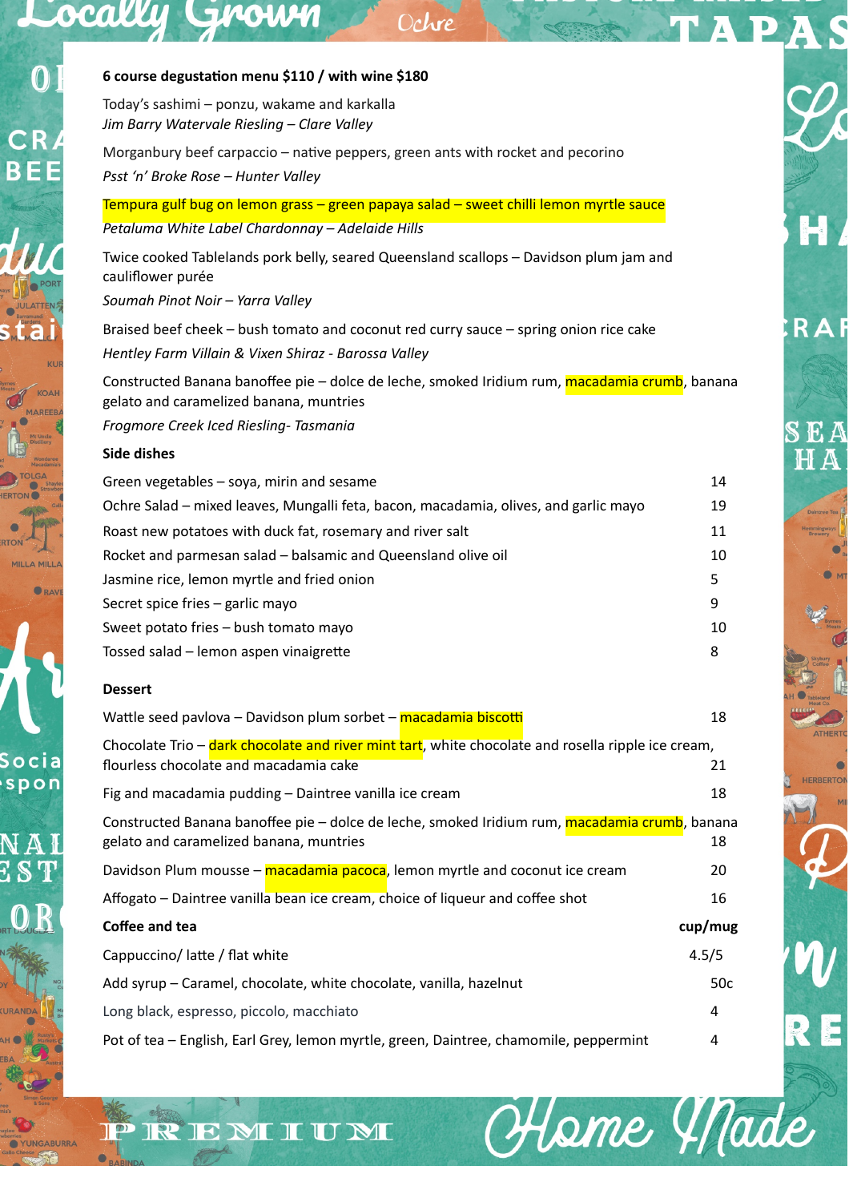**6 course degustation menu $110 / with wine $180**

Today's sashimi – ponzu, wakame and karkalla
*Jim Barry Watervale Riesling – Clare Valley*

Morganbury beef carpaccio – native peppers, green ants with rocket and pecorino
*Psst 'n' Broke Rose – Hunter Valley*

Tempura gulf bug on lemon grass – green papaya salad – sweet chilli lemon myrtle sauce
*Petaluma White Label Chardonnay – Adelaide Hills*

Twice cooked Tablelands pork belly, seared Queensland scallops – Davidson plum jam and cauliflower purée
*Soumah Pinot Noir – Yarra Valley*

Braised beef cheek – bush tomato and coconut red curry sauce – spring onion rice cake
*Hentley Farm Villain & Vixen Shiraz - Barossa Valley*

Constructed Banana banoffee pie – dolce de leche, smoked Iridium rum, macadamia crumb, banana gelato and caramelized banana, muntries
*Frogmore Creek Iced Riesling- Tasmania*

**Side dishes**

| | |
|---|---|
| Green vegetables – soya, mirin and sesame | 14 |
| Ochre Salad – mixed leaves, Mungalli feta, bacon, macadamia, olives, and garlic mayo | 19 |
| Roast new potatoes with duck fat, rosemary and river salt | 11 |
| Rocket and parmesan salad – balsamic and Queensland olive oil | 10 |
| Jasmine rice, lemon myrtle and fried onion | 5 |
| Secret spice fries – garlic mayo | 9 |
| Sweet potato fries – bush tomato mayo | 10 |
| Tossed salad – lemon aspen vinaigrette | 8 |

**Dessert**

| | |
|---|---|
| Wattle seed pavlova – Davidson plum sorbet – macadamia biscotti | 18 |
| Chocolate Trio – dark chocolate and river mint tart, white chocolate and rosella ripple ice cream, flourless chocolate and macadamia cake | 21 |
| Fig and macadamia pudding – Daintree vanilla ice cream | 18 |
| Constructed Banana banoffee pie – dolce de leche, smoked Iridium rum, macadamia crumb, banana gelato and caramelized banana, muntries | 18 |
| Davidson Plum mousse – macadamia pacoca, lemon myrtle and coconut ice cream | 20 |
| Affogato – Daintree vanilla bean ice cream, choice of liqueur and coffee shot | 16 |

| **Coffee and tea** | **cup/mug** |
|---|---|
| Cappuccino/ latte / flat white | 4.5/5 |
| Add syrup – Caramel, chocolate, white chocolate, vanilla, hazelnut | 50c |
| Long black, espresso, piccolo, macchiato | 4 |
| Pot of tea – English, Earl Grey, lemon myrtle, green, Daintree, chamomile, peppermint | 4 |